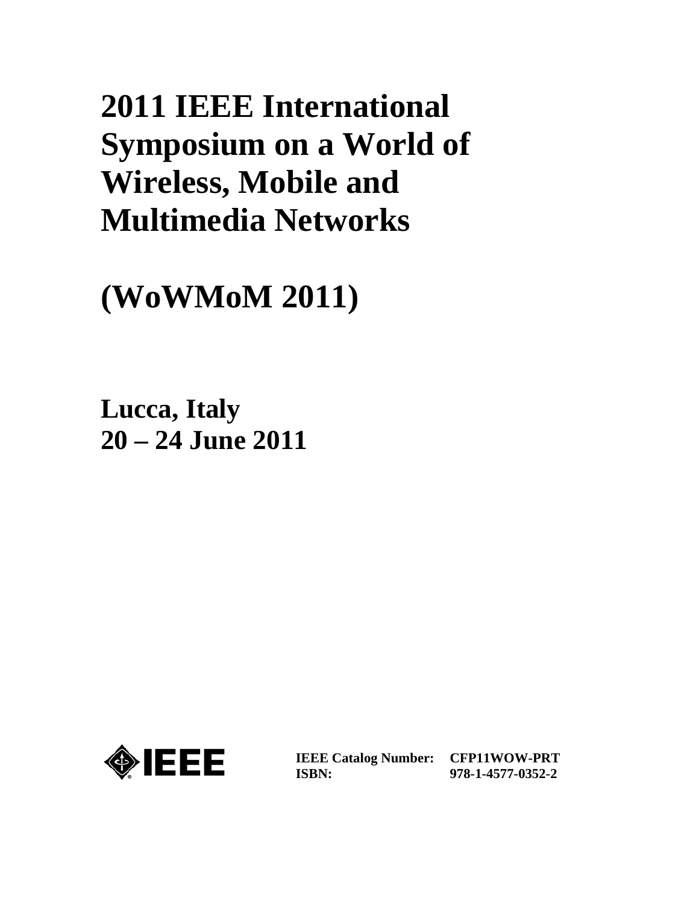# 2011 IEEE International Symposium on a World of Wireless, Mobile and Multimedia Networks

# (WoWMoM 2011)

**Lucca, Italy**
**20 – 24 June 2011**

IEEE

| | |
|---|---|
| **IEEE Catalog Number:** | **CFP11WOW-PRT** |
| **ISBN:** | **978-1-4577-0352-2** |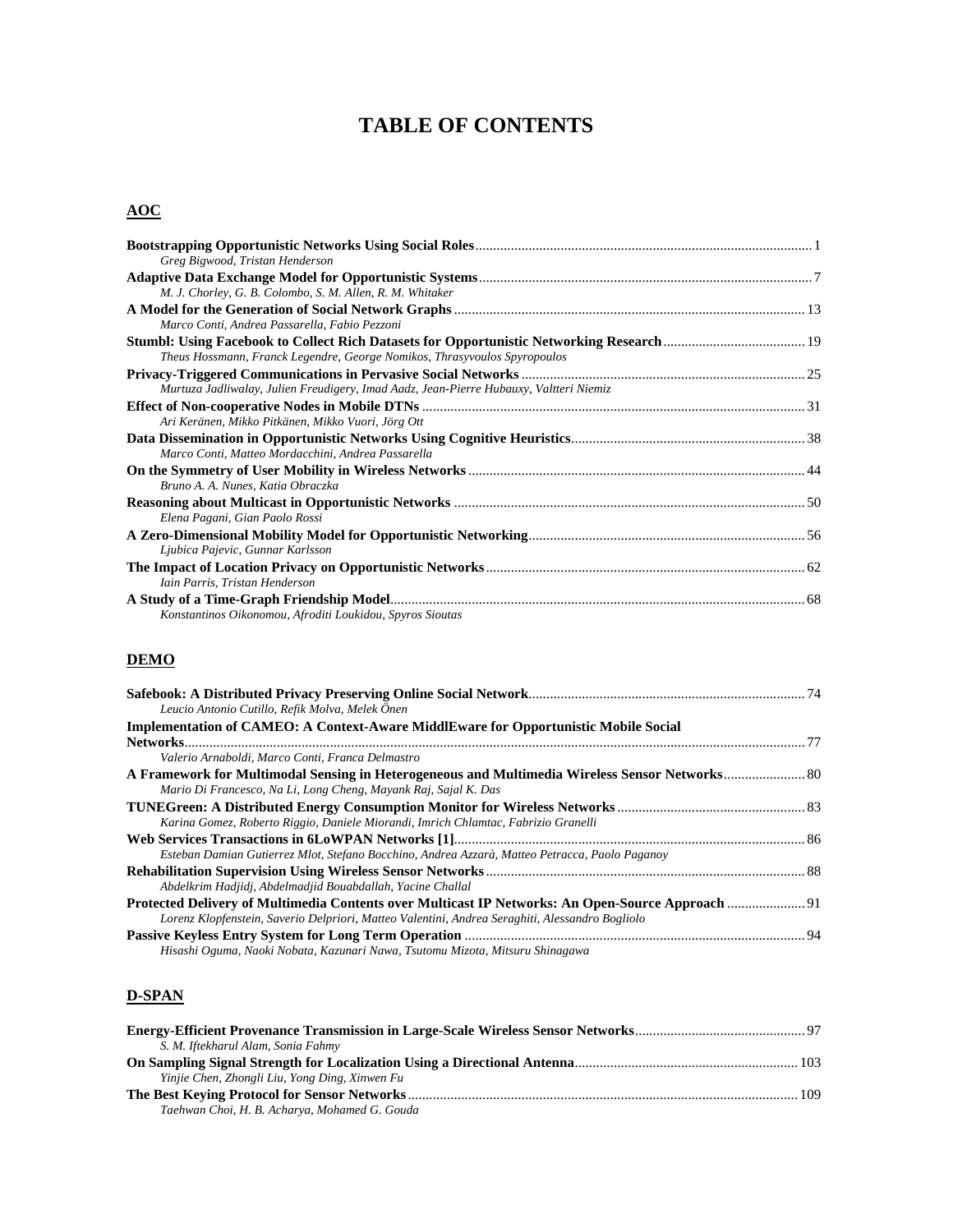# TABLE OF CONTENTS

## AOC

**Bootstrapping Opportunistic Networks Using Social Roles** ... 1
*Greg Bigwood, Tristan Henderson*

**Adaptive Data Exchange Model for Opportunistic Systems** ... 7
*M. J. Chorley, G. B. Colombo, S. M. Allen, R. M. Whitaker*

**A Model for the Generation of Social Network Graphs** ... 13
*Marco Conti, Andrea Passarella, Fabio Pezzoni*

**Stumbl: Using Facebook to Collect Rich Datasets for Opportunistic Networking Research** ... 19
*Theus Hossmann, Franck Legendre, George Nomikos, Thrasyvoulos Spyropoulos*

**Privacy-Triggered Communications in Pervasive Social Networks** ... 25
*Murtuza Jadliwalay, Julien Freudigery, Imad Aadz, Jean-Pierre Hubauxy, Valtteri Niemiz*

**Effect of Non-cooperative Nodes in Mobile DTNs** ... 31
*Ari Keränen, Mikko Pitkänen, Mikko Vuori, Jörg Ott*

**Data Dissemination in Opportunistic Networks Using Cognitive Heuristics** ... 38
*Marco Conti, Matteo Mordacchini, Andrea Passarella*

**On the Symmetry of User Mobility in Wireless Networks** ... 44
*Bruno A. A. Nunes, Katia Obraczka*

**Reasoning about Multicast in Opportunistic Networks** ... 50
*Elena Pagani, Gian Paolo Rossi*

**A Zero-Dimensional Mobility Model for Opportunistic Networking** ... 56
*Ljubica Pajevic, Gunnar Karlsson*

**The Impact of Location Privacy on Opportunistic Networks** ... 62
*Iain Parris, Tristan Henderson*

**A Study of a Time-Graph Friendship Model** ... 68
*Konstantinos Oikonomou, Afroditi Loukidou, Spyros Sioutas*

## DEMO

**Safebook: A Distributed Privacy Preserving Online Social Network** ... 74
*Leucio Antonio Cutillo, Refik Molva, Melek Önen*

**Implementation of CAMEO: A Context-Aware MiddlEware for Opportunistic Mobile Social Networks** ... 77
*Valerio Arnaboldi, Marco Conti, Franca Delmastro*

**A Framework for Multimodal Sensing in Heterogeneous and Multimedia Wireless Sensor Networks** ... 80
*Mario Di Francesco, Na Li, Long Cheng, Mayank Raj, Sajal K. Das*

**TUNEGreen: A Distributed Energy Consumption Monitor for Wireless Networks** ... 83
*Karina Gomez, Roberto Riggio, Daniele Miorandi, Imrich Chlamtac, Fabrizio Granelli*

**Web Services Transactions in 6LoWPAN Networks [1]** ... 86
*Esteban Damian Gutierrez Mlot, Stefano Bocchino, Andrea Azzarà, Matteo Petracca, Paolo Paganoy*

**Rehabilitation Supervision Using Wireless Sensor Networks** ... 88
*Abdelkrim Hadjidj, Abdelmadjid Bouabdallah, Yacine Challal*

**Protected Delivery of Multimedia Contents over Multicast IP Networks: An Open-Source Approach** ... 91
*Lorenz Klopfenstein, Saverio Delpriori, Matteo Valentini, Andrea Seraghiti, Alessandro Bogliolo*

**Passive Keyless Entry System for Long Term Operation** ... 94
*Hisashi Oguma, Naoki Nobata, Kazunari Nawa, Tsutomu Mizota, Mitsuru Shinagawa*

## D-SPAN

**Energy-Efficient Provenance Transmission in Large-Scale Wireless Sensor Networks** ... 97
*S. M. Iftekharul Alam, Sonia Fahmy*

**On Sampling Signal Strength for Localization Using a Directional Antenna** ... 103
*Yinjie Chen, Zhongli Liu, Yong Ding, Xinwen Fu*

**The Best Keying Protocol for Sensor Networks** ... 109
*Taehwan Choi, H. B. Acharya, Mohamed G. Gouda*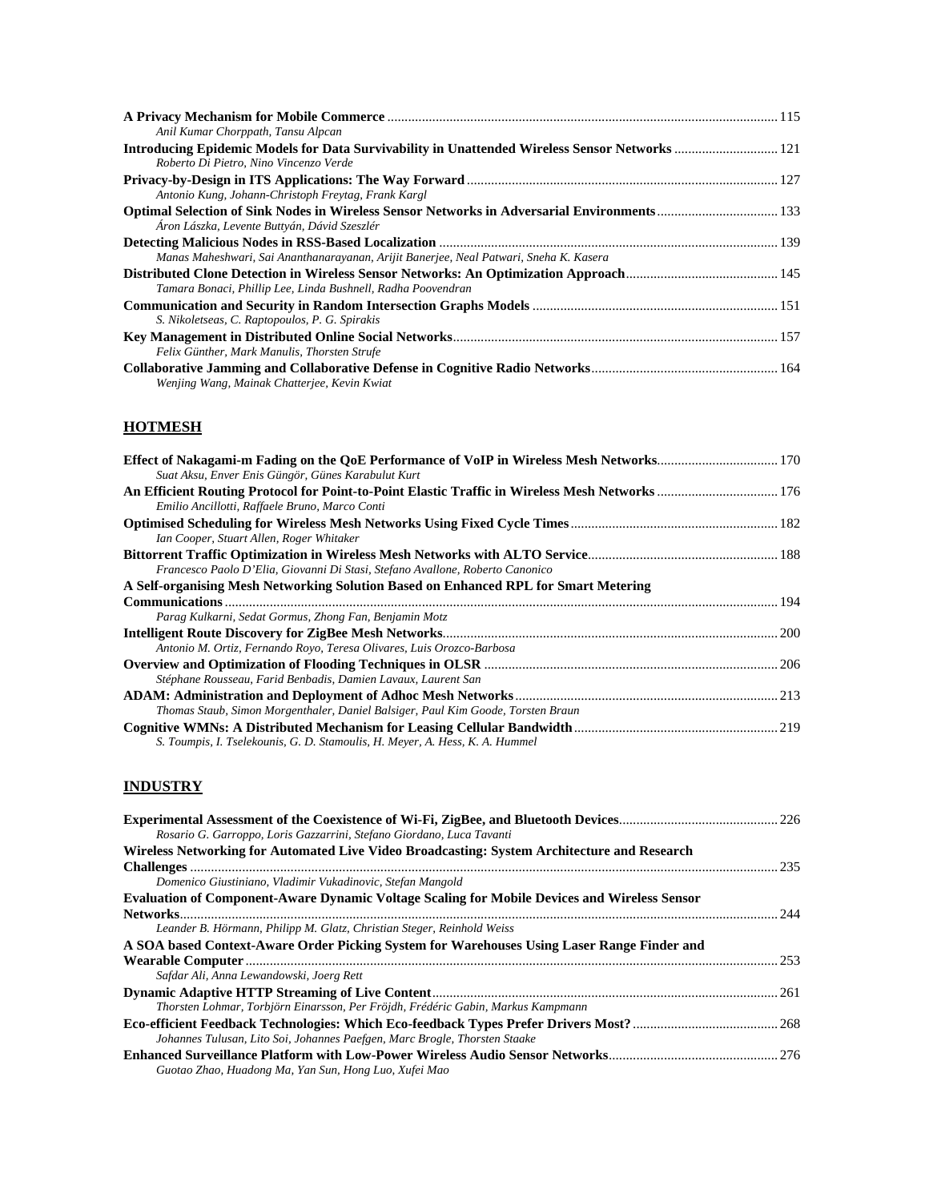**A Privacy Mechanism for Mobile Commerce** ........ 115
*Anil Kumar Chorppath, Tansu Alpcan*

**Introducing Epidemic Models for Data Survivability in Unattended Wireless Sensor Networks** ........ 121
*Roberto Di Pietro, Nino Vincenzo Verde*

**Privacy-by-Design in ITS Applications: The Way Forward** ........ 127
*Antonio Kung, Johann-Christoph Freytag, Frank Kargl*

**Optimal Selection of Sink Nodes in Wireless Sensor Networks in Adversarial Environments** ........ 133
*Áron Lászka, Levente Buttyán, Dávid Szeszlér*

**Detecting Malicious Nodes in RSS-Based Localization** ........ 139
*Manas Maheshwari, Sai Ananthanarayanan, Arijit Banerjee, Neal Patwari, Sneha K. Kasera*

**Distributed Clone Detection in Wireless Sensor Networks: An Optimization Approach** ........ 145
*Tamara Bonaci, Phillip Lee, Linda Bushnell, Radha Poovendran*

**Communication and Security in Random Intersection Graphs Models** ........ 151
*S. Nikoletseas, C. Raptopoulos, P. G. Spirakis*

**Key Management in Distributed Online Social Networks** ........ 157
*Felix Günther, Mark Manulis, Thorsten Strufe*

**Collaborative Jamming and Collaborative Defense in Cognitive Radio Networks** ........ 164
*Wenjing Wang, Mainak Chatterjee, Kevin Kwiat*

## HOTMESH

**Effect of Nakagami-m Fading on the QoE Performance of VoIP in Wireless Mesh Networks** ........ 170
*Suat Aksu, Enver Enis Güngör, Günes Karabulut Kurt*

**An Efficient Routing Protocol for Point-to-Point Elastic Traffic in Wireless Mesh Networks** ........ 176
*Emilio Ancillotti, Raffaele Bruno, Marco Conti*

**Optimised Scheduling for Wireless Mesh Networks Using Fixed Cycle Times** ........ 182
*Ian Cooper, Stuart Allen, Roger Whitaker*

**Bittorrent Traffic Optimization in Wireless Mesh Networks with ALTO Service** ........ 188
*Francesco Paolo D'Elia, Giovanni Di Stasi, Stefano Avallone, Roberto Canonico*

**A Self-organising Mesh Networking Solution Based on Enhanced RPL for Smart Metering Communications** ........ 194
*Parag Kulkarni, Sedat Gormus, Zhong Fan, Benjamin Motz*

**Intelligent Route Discovery for ZigBee Mesh Networks** ........ 200
*Antonio M. Ortiz, Fernando Royo, Teresa Olivares, Luis Orozco-Barbosa*

**Overview and Optimization of Flooding Techniques in OLSR** ........ 206
*Stéphane Rousseau, Farid Benbadis, Damien Lavaux, Laurent San*

**ADAM: Administration and Deployment of Adhoc Mesh Networks** ........ 213
*Thomas Staub, Simon Morgenthaler, Daniel Balsiger, Paul Kim Goode, Torsten Braun*

**Cognitive WMNs: A Distributed Mechanism for Leasing Cellular Bandwidth** ........ 219
*S. Toumpis, I. Tselekounis, G. D. Stamoulis, H. Meyer, A. Hess, K. A. Hummel*

## INDUSTRY

**Experimental Assessment of the Coexistence of Wi-Fi, ZigBee, and Bluetooth Devices** ........ 226
*Rosario G. Garroppo, Loris Gazzarrini, Stefano Giordano, Luca Tavanti*

**Wireless Networking for Automated Live Video Broadcasting: System Architecture and Research Challenges** ........ 235
*Domenico Giustiniano, Vladimir Vukadinovic, Stefan Mangold*

**Evaluation of Component-Aware Dynamic Voltage Scaling for Mobile Devices and Wireless Sensor Networks** ........ 244
*Leander B. Hörmann, Philipp M. Glatz, Christian Steger, Reinhold Weiss*

**A SOA based Context-Aware Order Picking System for Warehouses Using Laser Range Finder and Wearable Computer** ........ 253
*Safdar Ali, Anna Lewandowski, Joerg Rett*

**Dynamic Adaptive HTTP Streaming of Live Content** ........ 261
*Thorsten Lohmar, Torbjörn Einarsson, Per Fröjdh, Frédéric Gabin, Markus Kampmann*

**Eco-efficient Feedback Technologies: Which Eco-feedback Types Prefer Drivers Most?** ........ 268
*Johannes Tulusan, Lito Soi, Johannes Paefgen, Marc Brogle, Thorsten Staake*

**Enhanced Surveillance Platform with Low-Power Wireless Audio Sensor Networks** ........ 276
*Guotao Zhao, Huadong Ma, Yan Sun, Hong Luo, Xufei Mao*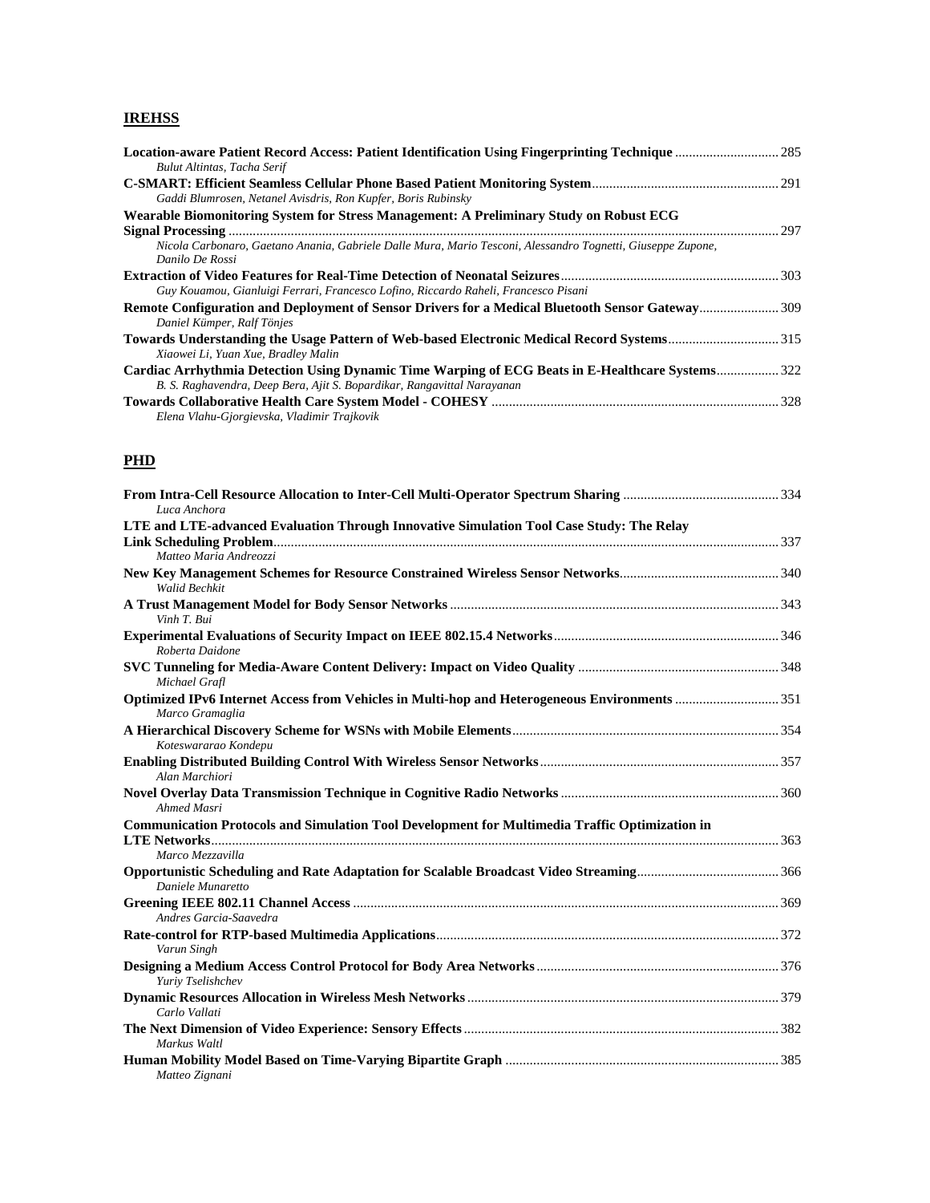## IREHSS

**Location-aware Patient Record Access: Patient Identification Using Fingerprinting Technique** .............................. 285
*Bulut Altintas, Tacha Serif*

**C-SMART: Efficient Seamless Cellular Phone Based Patient Monitoring System**..................................................... 291
*Gaddi Blumrosen, Netanel Avisdris, Ron Kupfer, Boris Rubinsky*

**Wearable Biomonitoring System for Stress Management: A Preliminary Study on Robust ECG Signal Processing** ................................................................................................................................................ 297
*Nicola Carbonaro, Gaetano Anania, Gabriele Dalle Mura, Mario Tesconi, Alessandro Tognetti, Giuseppe Zupone, Danilo De Rossi*

**Extraction of Video Features for Real-Time Detection of Neonatal Seizures**............................................................... 303
*Guy Kouamou, Gianluigi Ferrari, Francesco Lofino, Riccardo Raheli, Francesco Pisani*

**Remote Configuration and Deployment of Sensor Drivers for a Medical Bluetooth Sensor Gateway**....................... 309
*Daniel Kümper, Ralf Tönjes*

**Towards Understanding the Usage Pattern of Web-based Electronic Medical Record Systems**................................ 315
*Xiaowei Li, Yuan Xue, Bradley Malin*

**Cardiac Arrhythmia Detection Using Dynamic Time Warping of ECG Beats in E-Healthcare Systems**.................. 322
*B. S. Raghavendra, Deep Bera, Ajit S. Bopardikar, Rangavittal Narayanan*

**Towards Collaborative Health Care System Model - COHESY** .................................................................................. 328
*Elena Vlahu-Gjorgievska, Vladimir Trajkovik*

## PHD

**From Intra-Cell Resource Allocation to Inter-Cell Multi-Operator Spectrum Sharing** ............................................. 334
*Luca Anchora*

**LTE and LTE-advanced Evaluation Through Innovative Simulation Tool Case Study: The Relay Link Scheduling Problem**................................................................................................................................................. 337
*Matteo Maria Andreozzi*

**New Key Management Schemes for Resource Constrained Wireless Sensor Networks**............................................. 340
*Walid Bechkit*

**A Trust Management Model for Body Sensor Networks** ............................................................................................... 343
*Vinh T. Bui*

**Experimental Evaluations of Security Impact on IEEE 802.15.4 Networks**................................................................. 346
*Roberta Daidone*

**SVC Tunneling for Media-Aware Content Delivery: Impact on Video Quality** .......................................................... 348
*Michael Grafl*

**Optimized IPv6 Internet Access from Vehicles in Multi-hop and Heterogeneous Environments** .............................. 351
*Marco Gramaglia*

**A Hierarchical Discovery Scheme for WSNs with Mobile Elements**............................................................................ 354
*Koteswararao Kondepu*

**Enabling Distributed Building Control With Wireless Sensor Networks**..................................................................... 357
*Alan Marchiori*

**Novel Overlay Data Transmission Technique in Cognitive Radio Networks** ............................................................... 360
*Ahmed Masri*

**Communication Protocols and Simulation Tool Development for Multimedia Traffic Optimization in LTE Networks**................................................................................................................................................... 363
*Marco Mezzavilla*

**Opportunistic Scheduling and Rate Adaptation for Scalable Broadcast Video Streaming**......................................... 366
*Daniele Munaretto*

**Greening IEEE 802.11 Channel Access** .......................................................................................................................... 369
*Andres Garcia-Saavedra*

**Rate-control for RTP-based Multimedia Applications**.................................................................................................. 372
*Varun Singh*

**Designing a Medium Access Control Protocol for Body Area Networks**...................................................................... 376
*Yuriy Tselishchev*

**Dynamic Resources Allocation in Wireless Mesh Networks**......................................................................................... 379
*Carlo Vallati*

**The Next Dimension of Video Experience: Sensory Effects**........................................................................................... 382
*Markus Waltl*

**Human Mobility Model Based on Time-Varying Bipartite Graph** ............................................................................... 385
*Matteo Zignani*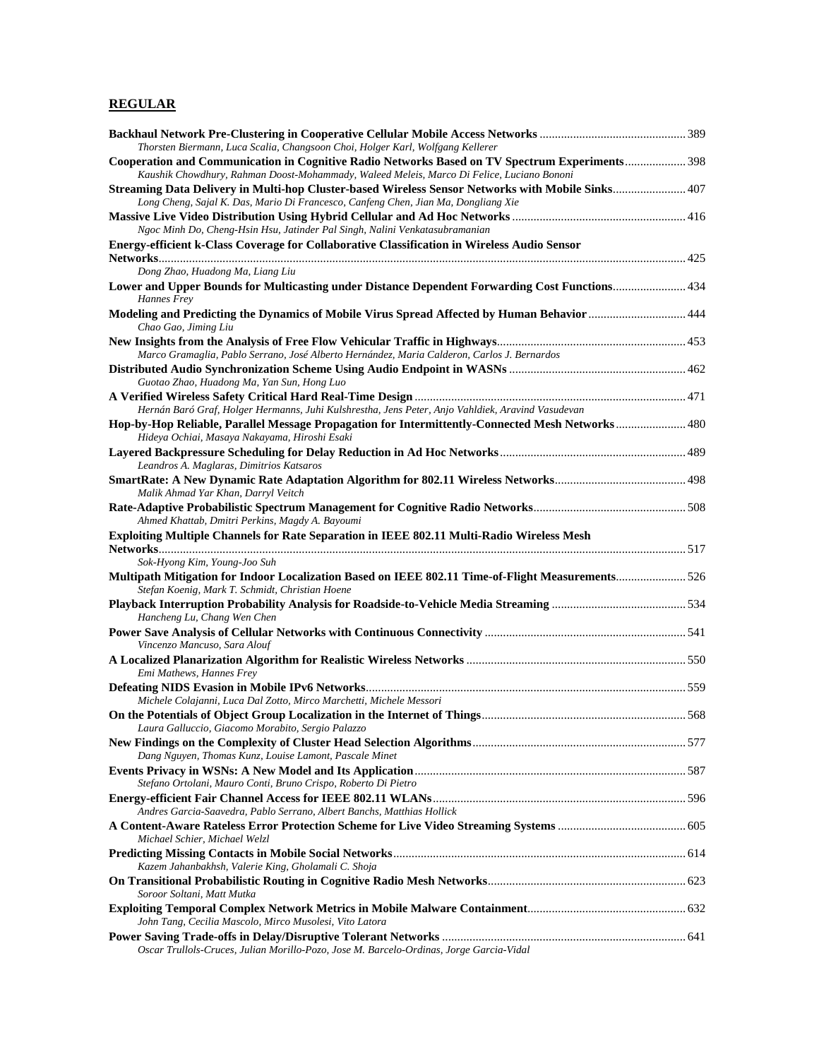## REGULAR

**Backhaul Network Pre-Clustering in Cooperative Cellular Mobile Access Networks** ............ 389
*Thorsten Biermann, Luca Scalia, Changsoon Choi, Holger Karl, Wolfgang Kellerer*

**Cooperation and Communication in Cognitive Radio Networks Based on TV Spectrum Experiments** ............ 398
*Kaushik Chowdhury, Rahman Doost-Mohammady, Waleed Meleis, Marco Di Felice, Luciano Bononi*

**Streaming Data Delivery in Multi-hop Cluster-based Wireless Sensor Networks with Mobile Sinks** ............ 407
*Long Cheng, Sajal K. Das, Mario Di Francesco, Canfeng Chen, Jian Ma, Dongliang Xie*

**Massive Live Video Distribution Using Hybrid Cellular and Ad Hoc Networks** ............ 416
*Ngoc Minh Do, Cheng-Hsin Hsu, Jatinder Pal Singh, Nalini Venkatasubramanian*

**Energy-efficient k-Class Coverage for Collaborative Classification in Wireless Audio Sensor Networks** ............ 425
*Dong Zhao, Huadong Ma, Liang Liu*

**Lower and Upper Bounds for Multicasting under Distance Dependent Forwarding Cost Functions** ............ 434
*Hannes Frey*

**Modeling and Predicting the Dynamics of Mobile Virus Spread Affected by Human Behavior** ............ 444
*Chao Gao, Jiming Liu*

**New Insights from the Analysis of Free Flow Vehicular Traffic in Highways** ............ 453
*Marco Gramaglia, Pablo Serrano, José Alberto Hernández, Maria Calderon, Carlos J. Bernardos*

**Distributed Audio Synchronization Scheme Using Audio Endpoint in WASNs** ............ 462
*Guotao Zhao, Huadong Ma, Yan Sun, Hong Luo*

**A Verified Wireless Safety Critical Hard Real-Time Design** ............ 471
*Hernán Baró Graf, Holger Hermanns, Juhi Kulshrestha, Jens Peter, Anjo Vahldiek, Aravind Vasudevan*

**Hop-by-Hop Reliable, Parallel Message Propagation for Intermittently-Connected Mesh Networks** ............ 480
*Hideya Ochiai, Masaya Nakayama, Hiroshi Esaki*

**Layered Backpressure Scheduling for Delay Reduction in Ad Hoc Networks** ............ 489
*Leandros A. Maglaras, Dimitrios Katsaros*

**SmartRate: A New Dynamic Rate Adaptation Algorithm for 802.11 Wireless Networks** ............ 498
*Malik Ahmad Yar Khan, Darryl Veitch*

**Rate-Adaptive Probabilistic Spectrum Management for Cognitive Radio Networks** ............ 508
*Ahmed Khattab, Dmitri Perkins, Magdy A. Bayoumi*

**Exploiting Multiple Channels for Rate Separation in IEEE 802.11 Multi-Radio Wireless Mesh Networks** ............ 517
*Sok-Hyong Kim, Young-Joo Suh*

**Multipath Mitigation for Indoor Localization Based on IEEE 802.11 Time-of-Flight Measurements** ............ 526
*Stefan Koenig, Mark T. Schmidt, Christian Hoene*

**Playback Interruption Probability Analysis for Roadside-to-Vehicle Media Streaming** ............ 534
*Hancheng Lu, Chang Wen Chen*

**Power Save Analysis of Cellular Networks with Continuous Connectivity** ............ 541
*Vincenzo Mancuso, Sara Alouf*

**A Localized Planarization Algorithm for Realistic Wireless Networks** ............ 550
*Emi Mathews, Hannes Frey*

**Defeating NIDS Evasion in Mobile IPv6 Networks** ............ 559
*Michele Colajanni, Luca Dal Zotto, Mirco Marchetti, Michele Messori*

**On the Potentials of Object Group Localization in the Internet of Things** ............ 568
*Laura Galluccio, Giacomo Morabito, Sergio Palazzo*

**New Findings on the Complexity of Cluster Head Selection Algorithms** ............ 577
*Dang Nguyen, Thomas Kunz, Louise Lamont, Pascale Minet*

**Events Privacy in WSNs: A New Model and Its Application** ............ 587
*Stefano Ortolani, Mauro Conti, Bruno Crispo, Roberto Di Pietro*

**Energy-efficient Fair Channel Access for IEEE 802.11 WLANs** ............ 596
*Andres Garcia-Saavedra, Pablo Serrano, Albert Banchs, Matthias Hollick*

**A Content-Aware Rateless Error Protection Scheme for Live Video Streaming Systems** ............ 605
*Michael Schier, Michael Welzl*

**Predicting Missing Contacts in Mobile Social Networks** ............ 614
*Kazem Jahanbakhsh, Valerie King, Gholamali C. Shoja*

**On Transitional Probabilistic Routing in Cognitive Radio Mesh Networks** ............ 623
*Soroor Soltani, Matt Mutka*

**Exploiting Temporal Complex Network Metrics in Mobile Malware Containment** ............ 632
*John Tang, Cecilia Mascolo, Mirco Musolesi, Vito Latora*

**Power Saving Trade-offs in Delay/Disruptive Tolerant Networks** ............ 641
*Oscar Trullols-Cruces, Julian Morillo-Pozo, Jose M. Barcelo-Ordinas, Jorge Garcia-Vidal*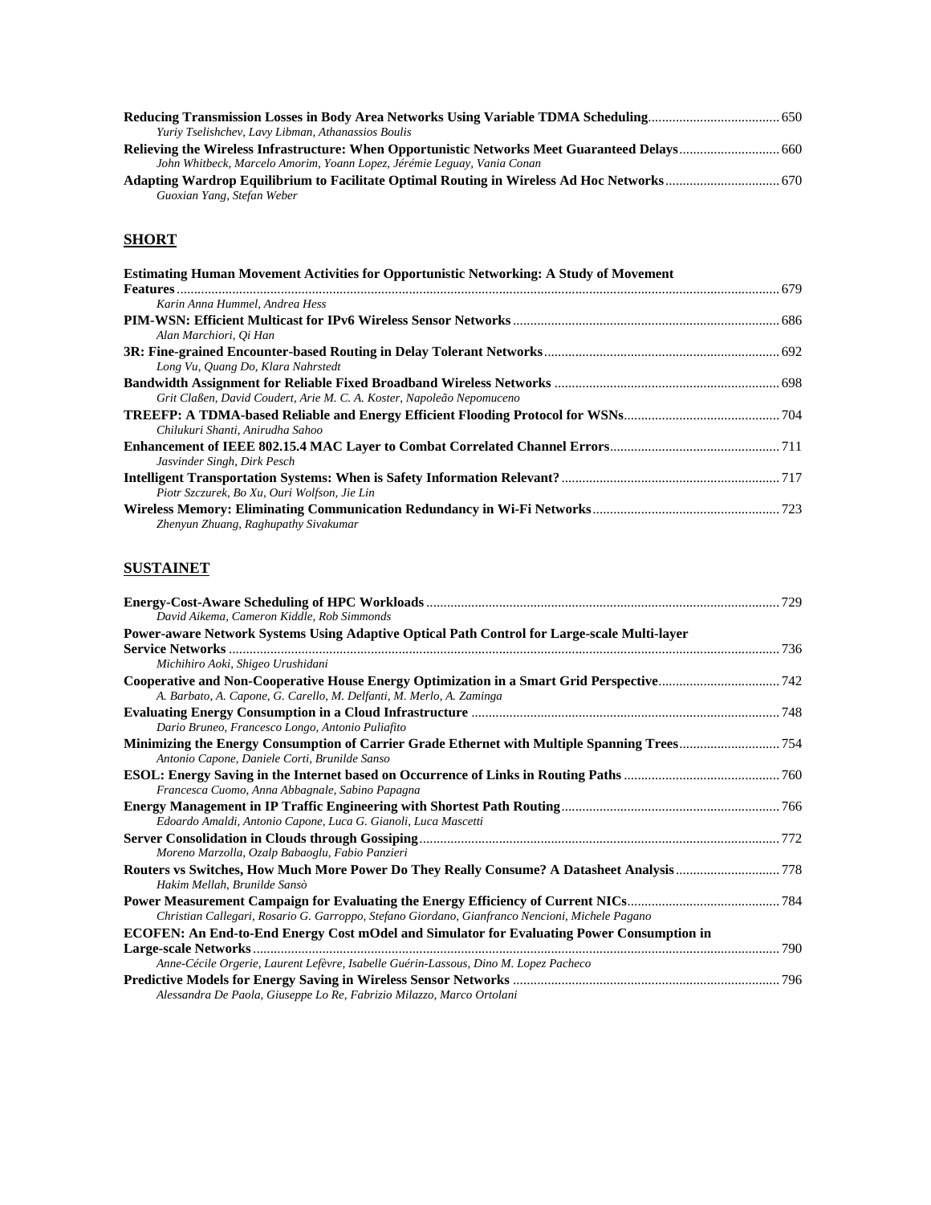**Reducing Transmission Losses in Body Area Networks Using Variable TDMA Scheduling** ..................................... 650
*Yuriy Tselishchev, Lavy Libman, Athanassios Boulis*

**Relieving the Wireless Infrastructure: When Opportunistic Networks Meet Guaranteed Delays** ............................ 660
*John Whitbeck, Marcelo Amorim, Yoann Lopez, Jérémie Leguay, Vania Conan*

**Adapting Wardrop Equilibrium to Facilitate Optimal Routing in Wireless Ad Hoc Networks** ................................ 670
*Guoxian Yang, Stefan Weber*

## SHORT

**Estimating Human Movement Activities for Opportunistic Networking: A Study of Movement Features** ........................................................................................................................................................... 679
*Karin Anna Hummel, Andrea Hess*

**PIM-WSN: Efficient Multicast for IPv6 Wireless Sensor Networks** ........................................................................... 686
*Alan Marchiori, Qi Han*

**3R: Fine-grained Encounter-based Routing in Delay Tolerant Networks** ................................................................... 692
*Long Vu, Quang Do, Klara Nahrstedt*

**Bandwidth Assignment for Reliable Fixed Broadband Wireless Networks** ................................................................ 698
*Grit Claßen, David Coudert, Arie M. C. A. Koster, Napoleão Nepomuceno*

**TREEFP: A TDMA-based Reliable and Energy Efficient Flooding Protocol for WSNs** ............................................ 704
*Chilukuri Shanti, Anirudha Sahoo*

**Enhancement of IEEE 802.15.4 MAC Layer to Combat Correlated Channel Errors** ................................................ 711
*Jasvinder Singh, Dirk Pesch*

**Intelligent Transportation Systems: When is Safety Information Relevant?** .............................................................. 717
*Piotr Szczurek, Bo Xu, Ouri Wolfson, Jie Lin*

**Wireless Memory: Eliminating Communication Redundancy in Wi-Fi Networks** ..................................................... 723
*Zhenyun Zhuang, Raghupathy Sivakumar*

## SUSTAINET

**Energy-Cost-Aware Scheduling of HPC Workloads** ..................................................................................................... 729
*David Aikema, Cameron Kiddle, Rob Simmonds*

**Power-aware Network Systems Using Adaptive Optical Path Control for Large-scale Multi-layer Service Networks** ............................................................................................................................................................ 736
*Michihiro Aoki, Shigeo Urushidani*

**Cooperative and Non-Cooperative House Energy Optimization in a Smart Grid Perspective** .................................. 742
*A. Barbato, A. Capone, G. Carello, M. Delfanti, M. Merlo, A. Zaminga*

**Evaluating Energy Consumption in a Cloud Infrastructure** ........................................................................................ 748
*Dario Bruneo, Francesco Longo, Antonio Puliafito*

**Minimizing the Energy Consumption of Carrier Grade Ethernet with Multiple Spanning Trees** ............................ 754
*Antonio Capone, Daniele Corti, Brunilde Sanso*

**ESOL: Energy Saving in the Internet based on Occurrence of Links in Routing Paths** ............................................ 760
*Francesca Cuomo, Anna Abbagnale, Sabino Papagna*

**Energy Management in IP Traffic Engineering with Shortest Path Routing** .............................................................. 766
*Edoardo Amaldi, Antonio Capone, Luca G. Gianoli, Luca Mascetti*

**Server Consolidation in Clouds through Gossiping** ....................................................................................................... 772
*Moreno Marzolla, Ozalp Babaoglu, Fabio Panzieri*

**Routers vs Switches, How Much More Power Do They Really Consume? A Datasheet Analysis** ............................. 778
*Hakim Mellah, Brunilde Sansò*

**Power Measurement Campaign for Evaluating the Energy Efficiency of Current NICs** ........................................... 784
*Christian Callegari, Rosario G. Garroppo, Stefano Giordano, Gianfranco Nencioni, Michele Pagano*

**ECOFEN: An End-to-End Energy Cost mOdel and Simulator for Evaluating Power Consumption in Large-scale Networks** ..................................................................................................................................................... 790
*Anne-Cécile Orgerie, Laurent Lefèvre, Isabelle Guérin-Lassous, Dino M. Lopez Pacheco*

**Predictive Models for Energy Saving in Wireless Sensor Networks** ............................................................................ 796
*Alessandra De Paola, Giuseppe Lo Re, Fabrizio Milazzo, Marco Ortolani*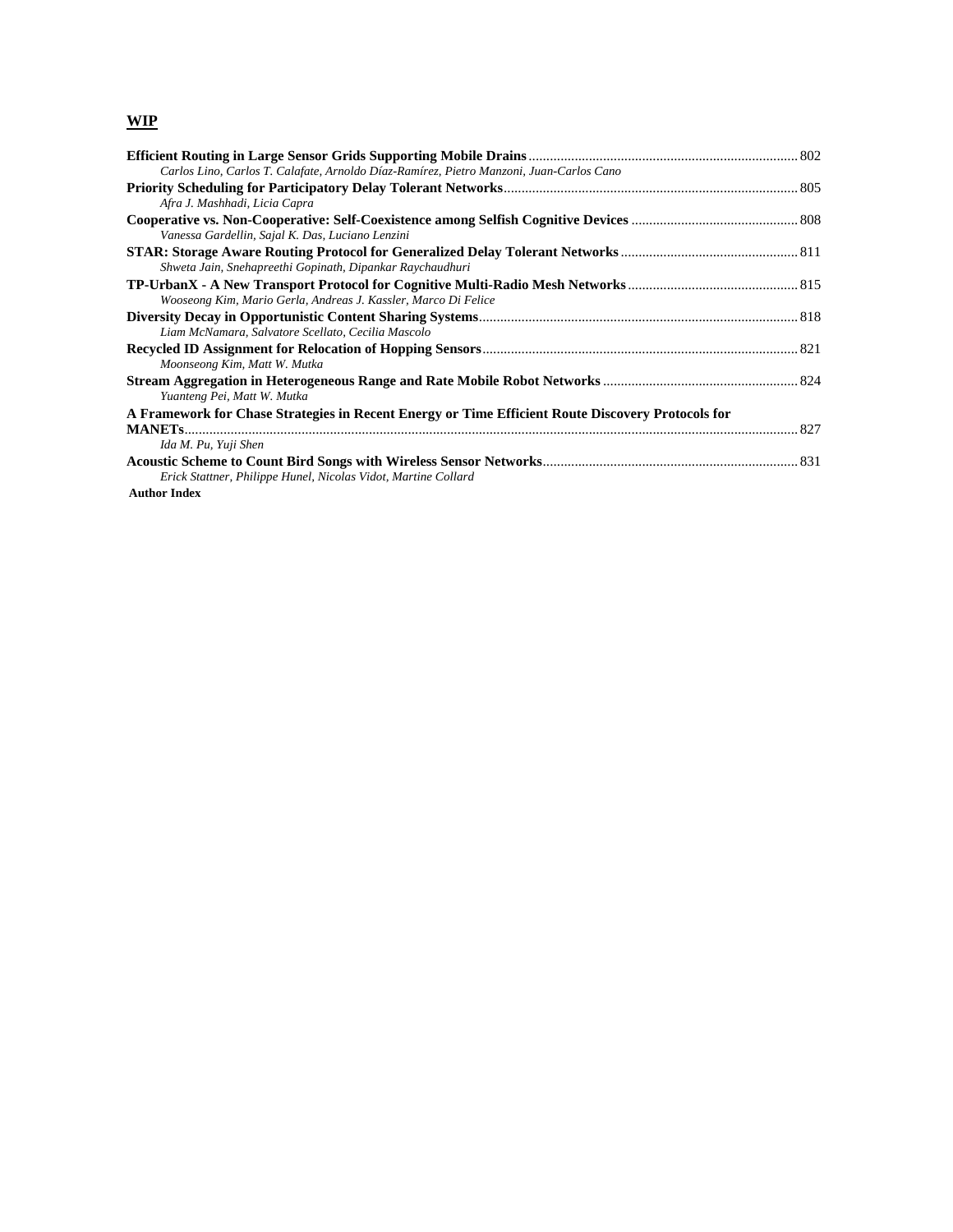## WIP

**Efficient Routing in Large Sensor Grids Supporting Mobile Drains** ........ 802
*Carlos Lino, Carlos T. Calafate, Arnoldo Díaz-Ramírez, Pietro Manzoni, Juan-Carlos Cano*

**Priority Scheduling for Participatory Delay Tolerant Networks** ........ 805
*Afra J. Mashhadi, Licia Capra*

**Cooperative vs. Non-Cooperative: Self-Coexistence among Selfish Cognitive Devices** ........ 808
*Vanessa Gardellin, Sajal K. Das, Luciano Lenzini*

**STAR: Storage Aware Routing Protocol for Generalized Delay Tolerant Networks** ........ 811
*Shweta Jain, Snehapreethi Gopinath, Dipankar Raychaudhuri*

**TP-UrbanX - A New Transport Protocol for Cognitive Multi-Radio Mesh Networks** ........ 815
*Wooseong Kim, Mario Gerla, Andreas J. Kassler, Marco Di Felice*

**Diversity Decay in Opportunistic Content Sharing Systems** ........ 818
*Liam McNamara, Salvatore Scellato, Cecilia Mascolo*

**Recycled ID Assignment for Relocation of Hopping Sensors** ........ 821
*Moonseong Kim, Matt W. Mutka*

**Stream Aggregation in Heterogeneous Range and Rate Mobile Robot Networks** ........ 824
*Yuanteng Pei, Matt W. Mutka*

**A Framework for Chase Strategies in Recent Energy or Time Efficient Route Discovery Protocols for MANETs** ........ 827
*Ida M. Pu, Yuji Shen*

**Acoustic Scheme to Count Bird Songs with Wireless Sensor Networks** ........ 831
*Erick Stattner, Philippe Hunel, Nicolas Vidot, Martine Collard*

**Author Index**